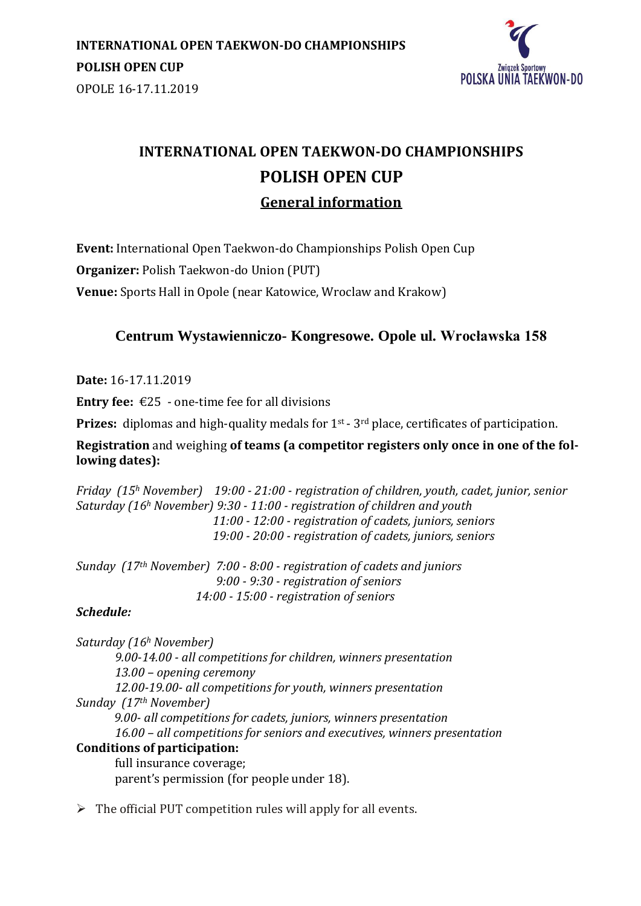**INTERNATIONAL OPEN TAEKWON-DO CHAMPIONSHIPS**
**POLISH OPEN CUP**
OPOLE 16-17.11.2019

Związek Sportowy
POLSKA UNIA TAEKWON-DO

# INTERNATIONAL OPEN TAEKWON-DO CHAMPIONSHIPS
# POLISH OPEN CUP
## General information

**Event:** International Open Taekwon-do Championships Polish Open Cup

**Organizer:** Polish Taekwon-do Union (PUT)

**Venue:** Sports Hall in Opole (near Katowice, Wroclaw and Krakow)

### Centrum Wystawienniczo- Kongresowe. Opole ul. Wrocławska 158

**Date:** 16-17.11.2019

**Entry fee:** €25 - one-time fee for all divisions

**Prizes:** diplomas and high-quality medals for 1st - 3rd place, certificates of participation.

**Registration** and weighing **of teams (a competitor registers only once in one of the following dates):**

*Friday (15h November) 19:00 - 21:00 - registration of children, youth, cadet, junior, senior*
*Saturday (16h November) 9:30 - 11:00 - registration of children and youth*
*11:00 - 12:00 - registration of cadets, juniors, seniors*
*19:00 - 20:00 - registration of cadets, juniors, seniors*

*Sunday (17th November) 7:00 - 8:00 - registration of cadets and juniors*
*9:00 - 9:30 - registration of seniors*
*14:00 - 15:00 - registration of seniors*

***Schedule:***

*Saturday (16h November)*
- *9.00-14.00 - all competitions for children, winners presentation*
- *13.00 – opening ceremony*
- *12.00-19.00- all competitions for youth, winners presentation*

*Sunday (17th November)*
- *9.00- all competitions for cadets, juniors, winners presentation*
- *16.00 – all competitions for seniors and executives, winners presentation*

**Conditions of participation:**
- full insurance coverage;
- parent's permission (for people under 18).

- The official PUT competition rules will apply for all events.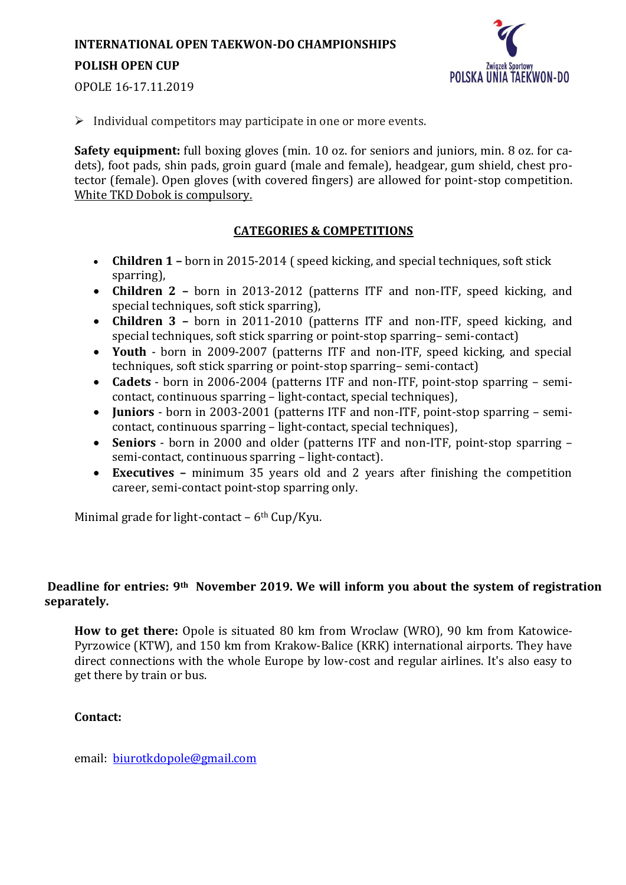- Individual competitors may participate in one or more events.

**Safety equipment:** full boxing gloves (min. 10 oz. for seniors and juniors, min. 8 oz. for cadets), foot pads, shin pads, groin guard (male and female), headgear, gum shield, chest protector (female). Open gloves (with covered fingers) are allowed for point-stop competition. <u>White TKD Dobok is compulsory.</u>

## CATEGORIES & COMPETITIONS

- **Children 1 –** born in 2015-2014 ( speed kicking, and special techniques, soft stick sparring),
- **Children 2 –** born in 2013-2012 (patterns ITF and non-ITF, speed kicking, and special techniques, soft stick sparring),
- **Children 3 –** born in 2011-2010 (patterns ITF and non-ITF, speed kicking, and special techniques, soft stick sparring or point-stop sparring– semi-contact)
- **Youth** - born in 2009-2007 (patterns ITF and non-ITF, speed kicking, and special techniques, soft stick sparring or point-stop sparring– semi-contact)
- **Cadets** - born in 2006-2004 (patterns ITF and non-ITF, point-stop sparring – semi-contact, continuous sparring – light-contact, special techniques),
- **Juniors** - born in 2003-2001 (patterns ITF and non-ITF, point-stop sparring – semi-contact, continuous sparring – light-contact, special techniques),
- **Seniors** - born in 2000 and older (patterns ITF and non-ITF, point-stop sparring – semi-contact, continuous sparring – light-contact).
- **Executives –** minimum 35 years old and 2 years after finishing the competition career, semi-contact point-stop sparring only.

Minimal grade for light-contact – 6th Cup/Kyu.

**Deadline for entries: 9th November 2019. We will inform you about the system of registration separately.**

**How to get there:** Opole is situated 80 km from Wroclaw (WRO), 90 km from Katowice-Pyrzowice (KTW), and 150 km from Krakow-Balice (KRK) international airports. They have direct connections with the whole Europe by low-cost and regular airlines. It's also easy to get there by train or bus.

**Contact:**

email: biurotkdopole@gmail.com